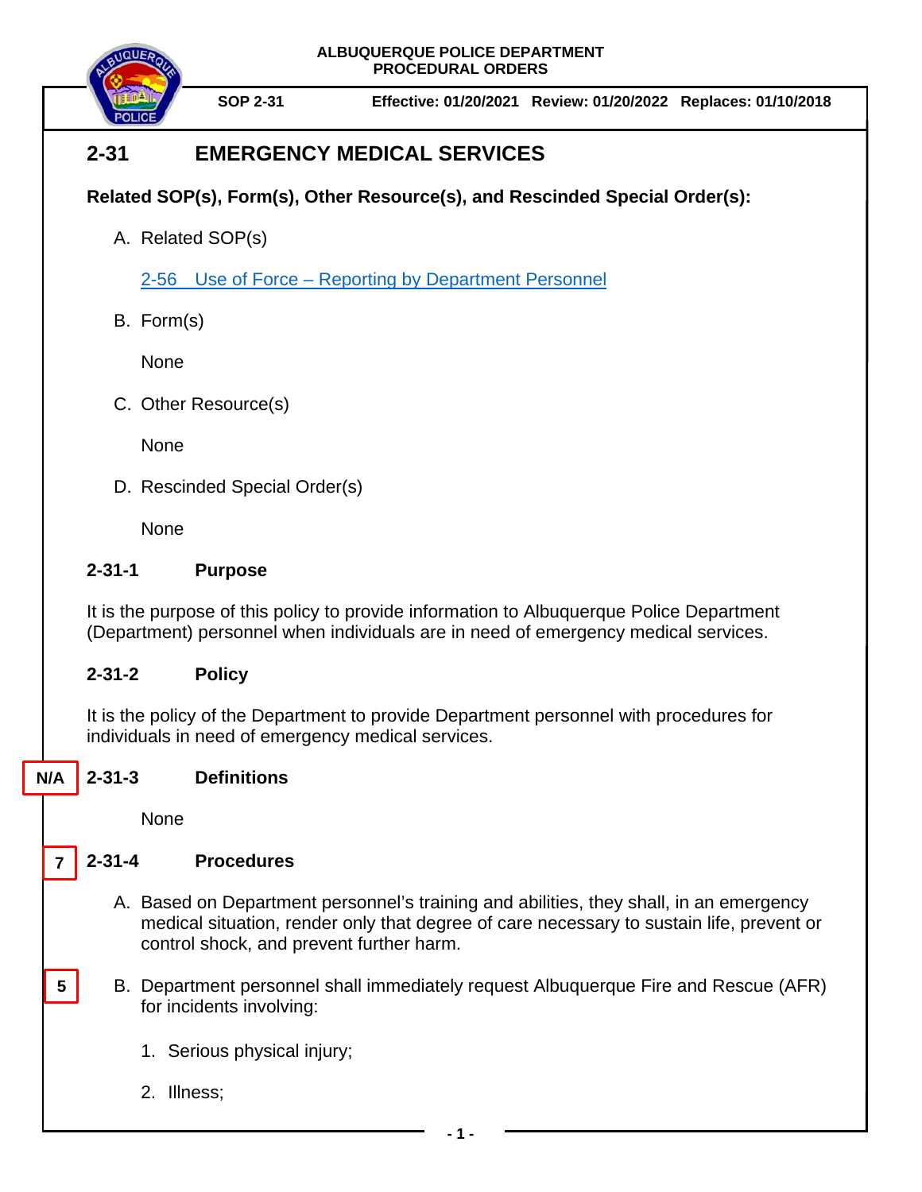ALBUQUERQUE POLICE DEPARTMENT
PROCEDURAL ORDERS

**SOP 2-31** | **Effective: 01/20/2021** | **Review: 01/20/2022** | **Replaces: 01/10/2018**

# 2-31 EMERGENCY MEDICAL SERVICES

**Related SOP(s), Form(s), Other Resource(s), and Rescinded Special Order(s):**

A. Related SOP(s)

2-56 Use of Force – Reporting by Department Personnel

B. Form(s)

None

C. Other Resource(s)

None

D. Rescinded Special Order(s)

None

## 2-31-1 Purpose

It is the purpose of this policy to provide information to Albuquerque Police Department (Department) personnel when individuals are in need of emergency medical services.

## 2-31-2 Policy

It is the policy of the Department to provide Department personnel with procedures for individuals in need of emergency medical services.

N/A

## 2-31-3 Definitions

None

7

## 2-31-4 Procedures

A. Based on Department personnel's training and abilities, they shall, in an emergency medical situation, render only that degree of care necessary to sustain life, prevent or control shock, and prevent further harm.

5

B. Department personnel shall immediately request Albuquerque Fire and Rescue (AFR) for incidents involving:

1. Serious physical injury;
2. Illness;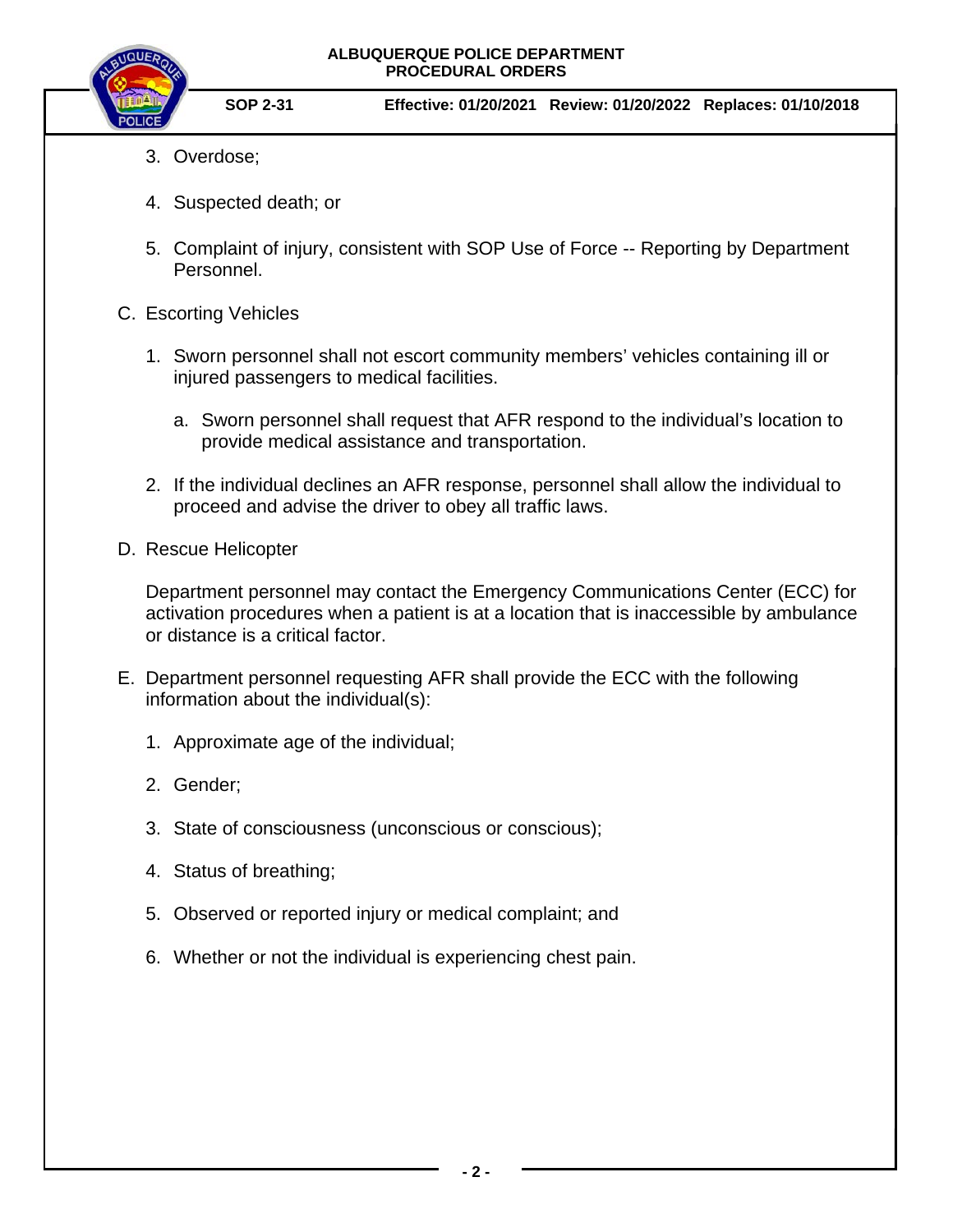3. Overdose;

4. Suspected death; or

5. Complaint of injury, consistent with SOP Use of Force -- Reporting by Department Personnel.

C. Escorting Vehicles

1. Sworn personnel shall not escort community members' vehicles containing ill or injured passengers to medical facilities.

   a. Sworn personnel shall request that AFR respond to the individual's location to provide medical assistance and transportation.

2. If the individual declines an AFR response, personnel shall allow the individual to proceed and advise the driver to obey all traffic laws.

D. Rescue Helicopter

Department personnel may contact the Emergency Communications Center (ECC) for activation procedures when a patient is at a location that is inaccessible by ambulance or distance is a critical factor.

E. Department personnel requesting AFR shall provide the ECC with the following information about the individual(s):

1. Approximate age of the individual;

2. Gender;

3. State of consciousness (unconscious or conscious);

4. Status of breathing;

5. Observed or reported injury or medical complaint; and

6. Whether or not the individual is experiencing chest pain.